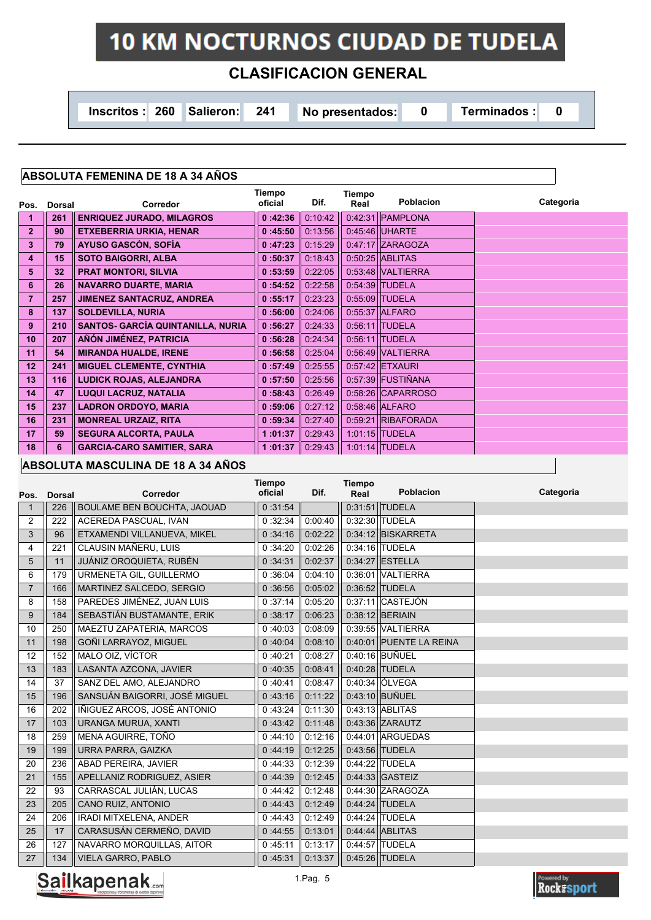# 10 KM NOCTURNOS CIUDAD DE TUDELA

## CLASIFICACION GENERAL

| Inscritos : | 260 | Salieron: | 241 | No presentados: | 0 | Terminados : | 0 |
|---|---|---|---|---|---|---|---|

### ABSOLUTA FEMENINA DE 18 A 34 AÑOS

| Pos. | Dorsal | Corredor | Tiempo oficial | Dif. | Tiempo Real | Poblacion | Categoria |
|---|---|---|---|---|---|---|---|
| 1 | 261 | ENRIQUEZ JURADO, MILAGROS | 0 :42:36 | 0:10:42 | 0:42:31 | PAMPLONA | |
| 2 | 90 | ETXEBERRIA URKIA, HENAR | 0 :45:50 | 0:13:56 | 0:45:46 | UHARTE | |
| 3 | 79 | AYUSO GASCÓN, SOFÍA | 0 :47:23 | 0:15:29 | 0:47:17 | ZARAGOZA | |
| 4 | 15 | SOTO BAIGORRI, ALBA | 0 :50:37 | 0:18:43 | 0:50:25 | ABLITAS | |
| 5 | 32 | PRAT MONTORI, SILVIA | 0 :53:59 | 0:22:05 | 0:53:48 | VALTIERRA | |
| 6 | 26 | NAVARRO DUARTE, MARIA | 0 :54:52 | 0:22:58 | 0:54:39 | TUDELA | |
| 7 | 257 | JIMENEZ SANTACRUZ, ANDREA | 0 :55:17 | 0:23:23 | 0:55:09 | TUDELA | |
| 8 | 137 | SOLDEVILLA, NURIA | 0 :56:00 | 0:24:06 | 0:55:37 | ALFARO | |
| 9 | 210 | SANTOS- GARCÍA QUINTANILLA, NURIA | 0 :56:27 | 0:24:33 | 0:56:11 | TUDELA | |
| 10 | 207 | AÑÓN JIMÉNEZ, PATRICIA | 0 :56:28 | 0:24:34 | 0:56:11 | TUDELA | |
| 11 | 54 | MIRANDA HUALDE, IRENE | 0 :56:58 | 0:25:04 | 0:56:49 | VALTIERRA | |
| 12 | 241 | MIGUEL CLEMENTE, CYNTHIA | 0 :57:49 | 0:25:55 | 0:57:42 | ETXAURI | |
| 13 | 116 | LUDICK ROJAS, ALEJANDRA | 0 :57:50 | 0:25:56 | 0:57:39 | FUSTIÑANA | |
| 14 | 47 | LUQUI LACRUZ, NATALIA | 0 :58:43 | 0:26:49 | 0:58:26 | CAPARROSO | |
| 15 | 237 | LADRON ORDOYO, MARIA | 0 :59:06 | 0:27:12 | 0:58:46 | ALFARO | |
| 16 | 231 | MONREAL URZAIZ, RITA | 0 :59:34 | 0:27:40 | 0:59:21 | RIBAFORADA | |
| 17 | 59 | SEGURA ALCORTA, PAULA | 1 :01:37 | 0:29:43 | 1:01:15 | TUDELA | |
| 18 | 6 | GARCIA-CARO SAMITIER, SARA | 1 :01:37 | 0:29:43 | 1:01:14 | TUDELA | |

### ABSOLUTA MASCULINA DE 18 A 34 AÑOS

| Pos. | Dorsal | Corredor | Tiempo oficial | Dif. | Tiempo Real | Poblacion | Categoria |
|---|---|---|---|---|---|---|---|
| 1 | 226 | BOULAME BEN BOUCHTA, JAOUAD | 0 :31:54 | | 0:31:51 | TUDELA | |
| 2 | 222 | ACEREDA PASCUAL, IVAN | 0 :32:34 | 0:00:40 | 0:32:30 | TUDELA | |
| 3 | 96 | ETXAMENDI VILLANUEVA, MIKEL | 0 :34:16 | 0:02:22 | 0:34:12 | BISKARRETA | |
| 4 | 221 | CLAUSIN MAÑERU, LUIS | 0 :34:20 | 0:02:26 | 0:34:16 | TUDELA | |
| 5 | 11 | JUÁNIZ OROQUIETA, RUBÉN | 0 :34:31 | 0:02:37 | 0:34:27 | ESTELLA | |
| 6 | 179 | URMENETA GIL, GUILLERMO | 0 :36:04 | 0:04:10 | 0:36:01 | VALTIERRA | |
| 7 | 166 | MARTINEZ SALCEDO, SERGIO | 0 :36:56 | 0:05:02 | 0:36:52 | TUDELA | |
| 8 | 158 | PAREDES JIMÉNEZ, JUAN LUIS | 0 :37:14 | 0:05:20 | 0:37:11 | CASTEJÓN | |
| 9 | 184 | SEBASTIÁN BUSTAMANTE, ERIK | 0 :38:17 | 0:06:23 | 0:38:12 | BERIAIN | |
| 10 | 250 | MAEZTU ZAPATERIA, MARCOS | 0 :40:03 | 0:08:09 | 0:39:55 | VALTIERRA | |
| 11 | 198 | GOÑI LARRAYOZ, MIGUEL | 0 :40:04 | 0:08:10 | 0:40:01 | PUENTE LA REINA | |
| 12 | 152 | MALO OIZ, VÍCTOR | 0 :40:21 | 0:08:27 | 0:40:16 | BUÑUEL | |
| 13 | 183 | LASANTA AZCONA, JAVIER | 0 :40:35 | 0:08:41 | 0:40:28 | TUDELA | |
| 14 | 37 | SANZ DEL AMO, ALEJANDRO | 0 :40:41 | 0:08:47 | 0:40:34 | ÓLVEGA | |
| 15 | 196 | SANSUÁN BAIGORRI, JOSÉ MIGUEL | 0 :43:16 | 0:11:22 | 0:43:10 | BUÑUEL | |
| 16 | 202 | IÑIGUEZ ARCOS, JOSÉ ANTONIO | 0 :43:24 | 0:11:30 | 0:43:13 | ABLITAS | |
| 17 | 103 | URANGA MURUA, XANTI | 0 :43:42 | 0:11:48 | 0:43:36 | ZARAUTZ | |
| 18 | 259 | MENA AGUIRRE, TOÑO | 0 :44:10 | 0:12:16 | 0:44:01 | ARGUEDAS | |
| 19 | 199 | URRA PARRA, GAIZKA | 0 :44:19 | 0:12:25 | 0:43:56 | TUDELA | |
| 20 | 236 | ABAD PEREIRA, JAVIER | 0 :44:33 | 0:12:39 | 0:44:22 | TUDELA | |
| 21 | 155 | APELLANIZ RODRIGUEZ, ASIER | 0 :44:39 | 0:12:45 | 0:44:33 | GASTEIZ | |
| 22 | 93 | CARRASCAL JULIÁN, LUCAS | 0 :44:42 | 0:12:48 | 0:44:30 | ZARAGOZA | |
| 23 | 205 | CANO RUIZ, ANTONIO | 0 :44:43 | 0:12:49 | 0:44:24 | TUDELA | |
| 24 | 206 | IRADI MITXELENA, ANDER | 0 :44:43 | 0:12:49 | 0:44:24 | TUDELA | |
| 25 | 17 | CARASUSÁN CERMEÑO, DAVID | 0 :44:55 | 0:13:01 | 0:44:44 | ABLITAS | |
| 26 | 127 | NAVARRO MORQUILLAS, AITOR | 0 :45:11 | 0:13:17 | 0:44:57 | TUDELA | |
| 27 | 134 | VIELA GARRO, PABLO | 0 :45:31 | 0:13:37 | 0:45:26 | TUDELA | |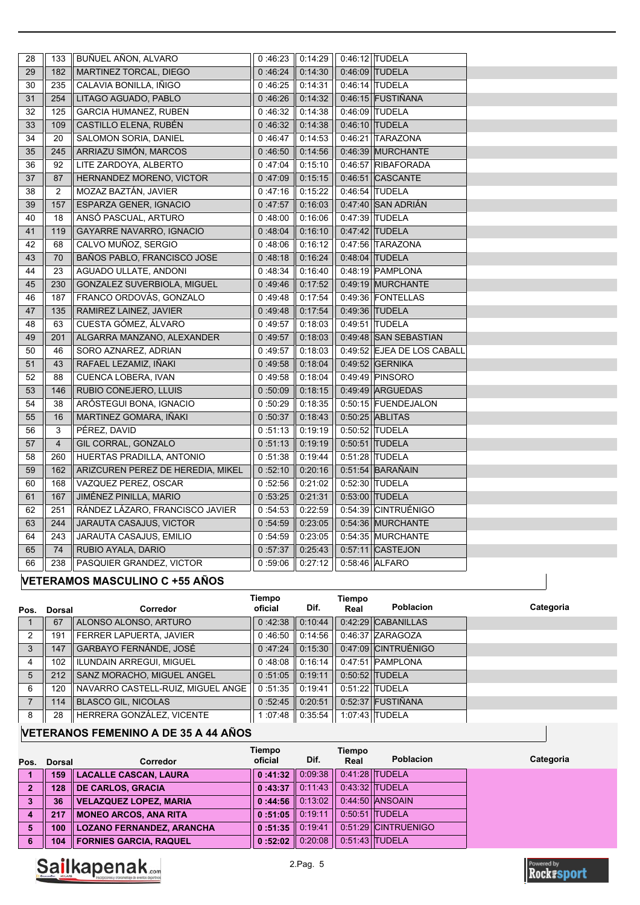| Pos. | Dorsal | Corredor | Tiempo oficial | Dif. | Tiempo Real | Poblacion | Categoria |
|---|---|---|---|---|---|---|---|
| 28 | 133 | BUÑUEL AÑON, ALVARO | 0 :46:23 | 0:14:29 | 0:46:12 | TUDELA | |
| 29 | 182 | MARTINEZ TORCAL, DIEGO | 0 :46:24 | 0:14:30 | 0:46:09 | TUDELA | |
| 30 | 235 | CALAVIA BONILLA, IÑIGO | 0 :46:25 | 0:14:31 | 0:46:14 | TUDELA | |
| 31 | 254 | LITAGO AGUADO, PABLO | 0 :46:26 | 0:14:32 | 0:46:15 | FUSTIÑANA | |
| 32 | 125 | GARCIA HUMANEZ, RUBEN | 0 :46:32 | 0:14:38 | 0:46:09 | TUDELA | |
| 33 | 109 | CASTILLO ELENA, RUBÉN | 0 :46:32 | 0:14:38 | 0:46:10 | TUDELA | |
| 34 | 20 | SALOMON SORIA, DANIEL | 0 :46:47 | 0:14:53 | 0:46:21 | TARAZONA | |
| 35 | 245 | ARRIAZU SIMÓN, MARCOS | 0 :46:50 | 0:14:56 | 0:46:39 | MURCHANTE | |
| 36 | 92 | LITE ZARDOYA, ALBERTO | 0 :47:04 | 0:15:10 | 0:46:57 | RIBAFORADA | |
| 37 | 87 | HERNANDEZ MORENO, VICTOR | 0 :47:09 | 0:15:15 | 0:46:51 | CASCANTE | |
| 38 | 2 | MOZAZ BAZTÁN, JAVIER | 0 :47:16 | 0:15:22 | 0:46:54 | TUDELA | |
| 39 | 157 | ESPARZA GENER, IGNACIO | 0 :47:57 | 0:16:03 | 0:47:40 | SAN ADRIÁN | |
| 40 | 18 | ANSÓ PASCUAL, ARTURO | 0 :48:00 | 0:16:06 | 0:47:39 | TUDELA | |
| 41 | 119 | GAYARRE NAVARRO, IGNACIO | 0 :48:04 | 0:16:10 | 0:47:42 | TUDELA | |
| 42 | 68 | CALVO MUÑOZ, SERGIO | 0 :48:06 | 0:16:12 | 0:47:56 | TARAZONA | |
| 43 | 70 | BAÑOS PABLO, FRANCISCO JOSE | 0 :48:18 | 0:16:24 | 0:48:04 | TUDELA | |
| 44 | 23 | AGUADO ULLATE, ANDONI | 0 :48:34 | 0:16:40 | 0:48:19 | PAMPLONA | |
| 45 | 230 | GONZALEZ SUVERBIOLA, MIGUEL | 0 :49:46 | 0:17:52 | 0:49:19 | MURCHANTE | |
| 46 | 187 | FRANCO ORDOVÁS, GONZALO | 0 :49:48 | 0:17:54 | 0:49:36 | FONTELLAS | |
| 47 | 135 | RAMIREZ LAINEZ, JAVIER | 0 :49:48 | 0:17:54 | 0:49:36 | TUDELA | |
| 48 | 63 | CUESTA GÓMEZ, ÁLVARO | 0 :49:57 | 0:18:03 | 0:49:51 | TUDELA | |
| 49 | 201 | ALGARRA MANZANO, ALEXANDER | 0 :49:57 | 0:18:03 | 0:49:48 | SAN SEBASTIAN | |
| 50 | 46 | SORO AZNAREZ, ADRIAN | 0 :49:57 | 0:18:03 | 0:49:52 | EJEA DE LOS CABALL | |
| 51 | 43 | RAFAEL LEZAMIZ, IÑAKI | 0 :49:58 | 0:18:04 | 0:49:52 | GERNIKA | |
| 52 | 88 | CUENCA LOBERA, IVAN | 0 :49:58 | 0:18:04 | 0:49:49 | PINSORO | |
| 53 | 146 | RUBIO CONEJERO, LLUIS | 0 :50:09 | 0:18:15 | 0:49:49 | ARGUEDAS | |
| 54 | 38 | ARÓSTEGUI BONA, IGNACIO | 0 :50:29 | 0:18:35 | 0:50:15 | FUENDEJALON | |
| 55 | 16 | MARTINEZ GOMARA, IÑAKI | 0 :50:37 | 0:18:43 | 0:50:25 | ABLITAS | |
| 56 | 3 | PÉREZ, DAVID | 0 :51:13 | 0:19:19 | 0:50:52 | TUDELA | |
| 57 | 4 | GIL CORRAL, GONZALO | 0 :51:13 | 0:19:19 | 0:50:51 | TUDELA | |
| 58 | 260 | HUERTAS PRADILLA, ANTONIO | 0 :51:38 | 0:19:44 | 0:51:28 | TUDELA | |
| 59 | 162 | ARIZCUREN PEREZ DE HEREDIA, MIKEL | 0 :52:10 | 0:20:16 | 0:51:54 | BARAÑAIN | |
| 60 | 168 | VAZQUEZ PEREZ, OSCAR | 0 :52:56 | 0:21:02 | 0:52:30 | TUDELA | |
| 61 | 167 | JIMÉNEZ PINILLA, MARIO | 0 :53:25 | 0:21:31 | 0:53:00 | TUDELA | |
| 62 | 251 | RÁNDEZ LÁZARO, FRANCISCO JAVIER | 0 :54:53 | 0:22:59 | 0:54:39 | CINTRUÉNIGO | |
| 63 | 244 | JARAUTA CASAJUS, VICTOR | 0 :54:59 | 0:23:05 | 0:54:36 | MURCHANTE | |
| 64 | 243 | JARAUTA CASAJUS, EMILIO | 0 :54:59 | 0:23:05 | 0:54:35 | MURCHANTE | |
| 65 | 74 | RUBIO AYALA, DARIO | 0 :57:37 | 0:25:43 | 0:57:11 | CASTEJON | |
| 66 | 238 | PASQUIER GRANDEZ, VICTOR | 0 :59:06 | 0:27:12 | 0:58:46 | ALFARO | |

## VETERAMOS MASCULINO C +55 AÑOS

| Pos. | Dorsal | Corredor | Tiempo oficial | Dif. | Tiempo Real | Poblacion | Categoria |
|---|---|---|---|---|---|---|---|
| 1 | 67 | ALONSO ALONSO, ARTURO | 0 :42:38 | 0:10:44 | 0:42:29 | CABANILLAS | |
| 2 | 191 | FERRER LAPUERTA, JAVIER | 0 :46:50 | 0:14:56 | 0:46:37 | ZARAGOZA | |
| 3 | 147 | GARBAYO FERNÁNDE, JOSÉ | 0 :47:24 | 0:15:30 | 0:47:09 | CINTRUÉNIGO | |
| 4 | 102 | ILUNDAIN ARREGUI, MIGUEL | 0 :48:08 | 0:16:14 | 0:47:51 | PAMPLONA | |
| 5 | 212 | SANZ MORACHO, MIGUEL ANGEL | 0 :51:05 | 0:19:11 | 0:50:52 | TUDELA | |
| 6 | 120 | NAVARRO CASTELL-RUIZ, MIGUEL ANGE | 0 :51:35 | 0:19:41 | 0:51:22 | TUDELA | |
| 7 | 114 | BLASCO GIL, NICOLAS | 0 :52:45 | 0:20:51 | 0:52:37 | FUSTIÑANA | |
| 8 | 28 | HERRERA GONZÁLEZ, VICENTE | 1 :07:48 | 0:35:54 | 1:07:43 | TUDELA | |

## VETERANOS FEMENINO A DE 35 A 44 AÑOS

| Pos. | Dorsal | Corredor | Tiempo oficial | Dif. | Tiempo Real | Poblacion | Categoria |
|---|---|---|---|---|---|---|---|
| **1** | **159** | **LACALLE CASCAN, LAURA** | **0 :41:32** | 0:09:38 | 0:41:28 | TUDELA | |
| **2** | **128** | **DE CARLOS, GRACIA** | **0 :43:37** | 0:11:43 | 0:43:32 | TUDELA | |
| **3** | **36** | **VELAZQUEZ LOPEZ, MARIA** | **0 :44:56** | 0:13:02 | 0:44:50 | ANSOAIN | |
| **4** | **217** | **MONEO ARCOS, ANA RITA** | **0 :51:05** | 0:19:11 | 0:50:51 | TUDELA | |
| **5** | **100** | **LOZANO FERNANDEZ, ARANCHA** | **0 :51:35** | 0:19:41 | 0:51:29 | CINTRUENIGO | |
| **6** | **104** | **FORNIES GARCIA, RAQUEL** | **0 :52:02** | 0:20:08 | 0:51:43 | TUDELA | |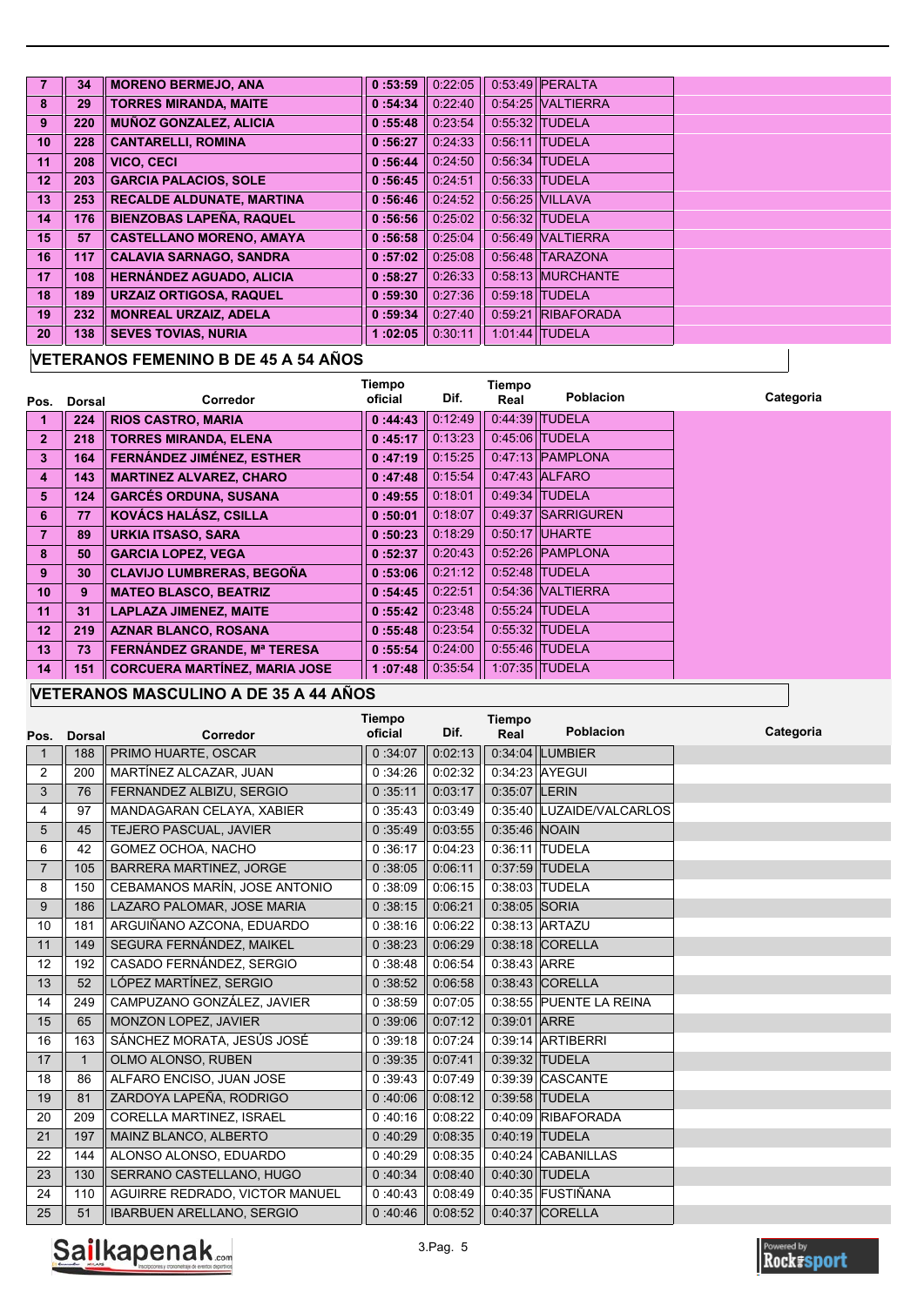| Pos. | Dorsal | Corredor | Tiempo oficial | Dif. | Tiempo Real | Poblacion | Categoria |
|---|---|---|---|---|---|---|---|
| 7 | 34 | MORENO BERMEJO, ANA | 0 :53:59 | 0:22:05 | 0:53:49 | PERALTA | |
| 8 | 29 | TORRES MIRANDA, MAITE | 0 :54:34 | 0:22:40 | 0:54:25 | VALTIERRA | |
| 9 | 220 | MUÑOZ GONZALEZ, ALICIA | 0 :55:48 | 0:23:54 | 0:55:32 | TUDELA | |
| 10 | 228 | CANTARELLI, ROMINA | 0 :56:27 | 0:24:33 | 0:56:11 | TUDELA | |
| 11 | 208 | VICO, CECI | 0 :56:44 | 0:24:50 | 0:56:34 | TUDELA | |
| 12 | 203 | GARCIA PALACIOS, SOLE | 0 :56:45 | 0:24:51 | 0:56:33 | TUDELA | |
| 13 | 253 | RECALDE ALDUNATE, MARTINA | 0 :56:46 | 0:24:52 | 0:56:25 | VILLAVA | |
| 14 | 176 | BIENZOBAS LAPEÑA, RAQUEL | 0 :56:56 | 0:25:02 | 0:56:32 | TUDELA | |
| 15 | 57 | CASTELLANO MORENO, AMAYA | 0 :56:58 | 0:25:04 | 0:56:49 | VALTIERRA | |
| 16 | 117 | CALAVIA SARNAGO, SANDRA | 0 :57:02 | 0:25:08 | 0:56:48 | TARAZONA | |
| 17 | 108 | HERNÁNDEZ AGUADO, ALICIA | 0 :58:27 | 0:26:33 | 0:58:13 | MURCHANTE | |
| 18 | 189 | URZAIZ ORTIGOSA, RAQUEL | 0 :59:30 | 0:27:36 | 0:59:18 | TUDELA | |
| 19 | 232 | MONREAL URZAIZ, ADELA | 0 :59:34 | 0:27:40 | 0:59:21 | RIBAFORADA | |
| 20 | 138 | SEVES TOVIAS, NURIA | 1 :02:05 | 0:30:11 | 1:01:44 | TUDELA | |

## VETERANOS FEMENINO B DE 45 A 54 AÑOS

| Pos. | Dorsal | Corredor | Tiempo oficial | Dif. | Tiempo Real | Poblacion | Categoria |
|---|---|---|---|---|---|---|---|
| 1 | 224 | RIOS CASTRO, MARIA | 0 :44:43 | 0:12:49 | 0:44:39 | TUDELA | |
| 2 | 218 | TORRES MIRANDA, ELENA | 0 :45:17 | 0:13:23 | 0:45:06 | TUDELA | |
| 3 | 164 | FERNÁNDEZ JIMÉNEZ, ESTHER | 0 :47:19 | 0:15:25 | 0:47:13 | PAMPLONA | |
| 4 | 143 | MARTINEZ ALVAREZ, CHARO | 0 :47:48 | 0:15:54 | 0:47:43 | ALFARO | |
| 5 | 124 | GARCÉS ORDUNA, SUSANA | 0 :49:55 | 0:18:01 | 0:49:34 | TUDELA | |
| 6 | 77 | KOVÁCS HALÁSZ, CSILLA | 0 :50:01 | 0:18:07 | 0:49:37 | SARRIGUREN | |
| 7 | 89 | URKIA ITSASO, SARA | 0 :50:23 | 0:18:29 | 0:50:17 | UHARTE | |
| 8 | 50 | GARCIA LOPEZ, VEGA | 0 :52:37 | 0:20:43 | 0:52:26 | PAMPLONA | |
| 9 | 30 | CLAVIJO LUMBRERAS, BEGOÑA | 0 :53:06 | 0:21:12 | 0:52:48 | TUDELA | |
| 10 | 9 | MATEO BLASCO, BEATRIZ | 0 :54:45 | 0:22:51 | 0:54:36 | VALTIERRA | |
| 11 | 31 | LAPLAZA JIMENEZ, MAITE | 0 :55:42 | 0:23:48 | 0:55:24 | TUDELA | |
| 12 | 219 | AZNAR BLANCO, ROSANA | 0 :55:48 | 0:23:54 | 0:55:32 | TUDELA | |
| 13 | 73 | FERNÁNDEZ GRANDE, Mª TERESA | 0 :55:54 | 0:24:00 | 0:55:46 | TUDELA | |
| 14 | 151 | CORCUERA MARTÍNEZ, MARIA JOSE | 1 :07:48 | 0:35:54 | 1:07:35 | TUDELA | |

## VETERANOS MASCULINO A DE 35 A 44 AÑOS

| Pos. | Dorsal | Corredor | Tiempo oficial | Dif. | Tiempo Real | Poblacion | Categoria |
|---|---|---|---|---|---|---|---|
| 1 | 188 | PRIMO HUARTE, OSCAR | 0 :34:07 | 0:02:13 | 0:34:04 | LUMBIER | |
| 2 | 200 | MARTÍNEZ ALCAZAR, JUAN | 0 :34:26 | 0:02:32 | 0:34:23 | AYEGUI | |
| 3 | 76 | FERNANDEZ ALBIZU, SERGIO | 0 :35:11 | 0:03:17 | 0:35:07 | LERIN | |
| 4 | 97 | MANDAGARAN CELAYA, XABIER | 0 :35:43 | 0:03:49 | 0:35:40 | LUZAIDE/VALCARLOS | |
| 5 | 45 | TEJERO PASCUAL, JAVIER | 0 :35:49 | 0:03:55 | 0:35:46 | NOAIN | |
| 6 | 42 | GOMEZ OCHOA, NACHO | 0 :36:17 | 0:04:23 | 0:36:11 | TUDELA | |
| 7 | 105 | BARRERA MARTINEZ, JORGE | 0 :38:05 | 0:06:11 | 0:37:59 | TUDELA | |
| 8 | 150 | CEBAMANOS MARÍN, JOSE ANTONIO | 0 :38:09 | 0:06:15 | 0:38:03 | TUDELA | |
| 9 | 186 | LAZARO PALOMAR, JOSE MARIA | 0 :38:15 | 0:06:21 | 0:38:05 | SORIA | |
| 10 | 181 | ARGUIÑANO AZCONA, EDUARDO | 0 :38:16 | 0:06:22 | 0:38:13 | ARTAZU | |
| 11 | 149 | SEGURA FERNÁNDEZ, MAIKEL | 0 :38:23 | 0:06:29 | 0:38:18 | CORELLA | |
| 12 | 192 | CASADO FERNÁNDEZ, SERGIO | 0 :38:48 | 0:06:54 | 0:38:43 | ARRE | |
| 13 | 52 | LÓPEZ MARTÍNEZ, SERGIO | 0 :38:52 | 0:06:58 | 0:38:43 | CORELLA | |
| 14 | 249 | CAMPUZANO GONZÁLEZ, JAVIER | 0 :38:59 | 0:07:05 | 0:38:55 | PUENTE LA REINA | |
| 15 | 65 | MONZON LOPEZ, JAVIER | 0 :39:06 | 0:07:12 | 0:39:01 | ARRE | |
| 16 | 163 | SÁNCHEZ MORATA, JESÚS JOSÉ | 0 :39:18 | 0:07:24 | 0:39:14 | ARTIBERRI | |
| 17 | 1 | OLMO ALONSO, RUBEN | 0 :39:35 | 0:07:41 | 0:39:32 | TUDELA | |
| 18 | 86 | ALFARO ENCISO, JUAN JOSE | 0 :39:43 | 0:07:49 | 0:39:39 | CASCANTE | |
| 19 | 81 | ZARDOYA LAPEÑA, RODRIGO | 0 :40:06 | 0:08:12 | 0:39:58 | TUDELA | |
| 20 | 209 | CORELLA MARTINEZ, ISRAEL | 0 :40:16 | 0:08:22 | 0:40:09 | RIBAFORADA | |
| 21 | 197 | MAINZ BLANCO, ALBERTO | 0 :40:29 | 0:08:35 | 0:40:19 | TUDELA | |
| 22 | 144 | ALONSO ALONSO, EDUARDO | 0 :40:29 | 0:08:35 | 0:40:24 | CABANILLAS | |
| 23 | 130 | SERRANO CASTELLANO, HUGO | 0 :40:34 | 0:08:40 | 0:40:30 | TUDELA | |
| 24 | 110 | AGUIRRE REDRADO, VICTOR MANUEL | 0 :40:43 | 0:08:49 | 0:40:35 | FUSTIÑANA | |
| 25 | 51 | IBARBUEN ARELLANO, SERGIO | 0 :40:46 | 0:08:52 | 0:40:37 | CORELLA | |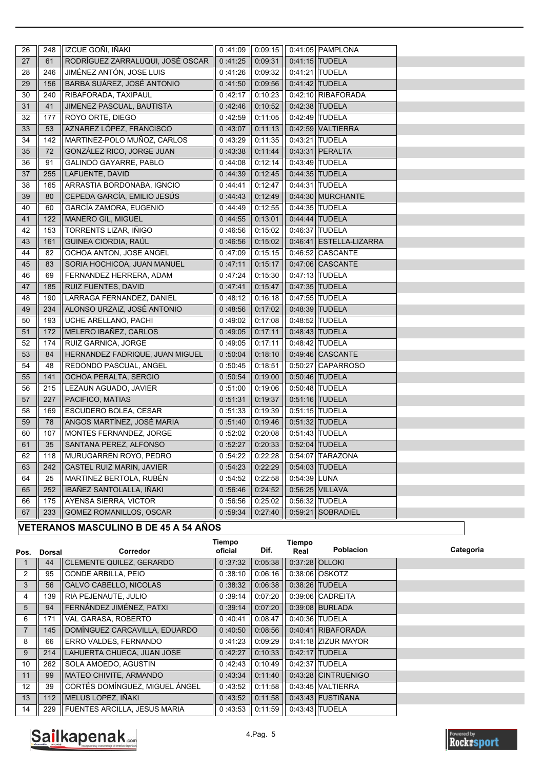| Pos. | Dorsal | Corredor | Tiempo oficial | Dif. | Tiempo Real | Poblacion | Categoria |
|---|---|---|---|---|---|---|---|
| 26 | 248 | IZCUE GOÑI, IÑAKI | 0 :41:09 | 0:09:15 | 0:41:05 | PAMPLONA | |
| 27 | 61 | RODRÍGUEZ ZARRALUQUI, JOSÉ OSCAR | 0 :41:25 | 0:09:31 | 0:41:15 | TUDELA | |
| 28 | 246 | JIMÉNEZ ANTÓN, JOSE LUIS | 0 :41:26 | 0:09:32 | 0:41:21 | TUDELA | |
| 29 | 156 | BARBA SUÁREZ, JOSÉ ANTONIO | 0 :41:50 | 0:09:56 | 0:41:42 | TUDELA | |
| 30 | 240 | RIBAFORADA, TAXIPAUL | 0 :42:17 | 0:10:23 | 0:42:10 | RIBAFORADA | |
| 31 | 41 | JIMENEZ PASCUAL, BAUTISTA | 0 :42:46 | 0:10:52 | 0:42:38 | TUDELA | |
| 32 | 177 | ROYO ORTE, DIEGO | 0 :42:59 | 0:11:05 | 0:42:49 | TUDELA | |
| 33 | 53 | AZNAREZ LÓPEZ, FRANCISCO | 0 :43:07 | 0:11:13 | 0:42:59 | VALTIERRA | |
| 34 | 142 | MARTINEZ-POLO MUÑOZ, CARLOS | 0 :43:29 | 0:11:35 | 0:43:21 | TUDELA | |
| 35 | 72 | GONZÁLEZ RICO, JORGE JUAN | 0 :43:38 | 0:11:44 | 0:43:31 | PERALTA | |
| 36 | 91 | GALINDO GAYARRE, PABLO | 0 :44:08 | 0:12:14 | 0:43:49 | TUDELA | |
| 37 | 255 | LAFUENTE, DAVID | 0 :44:39 | 0:12:45 | 0:44:35 | TUDELA | |
| 38 | 165 | ARRASTIA BORDONABA, IGNCIO | 0 :44:41 | 0:12:47 | 0:44:31 | TUDELA | |
| 39 | 80 | CEPEDA GARCÍA, EMILIO JESÚS | 0 :44:43 | 0:12:49 | 0:44:30 | MURCHANTE | |
| 40 | 60 | GARCÍA ZAMORA, EUGENIO | 0 :44:49 | 0:12:55 | 0:44:35 | TUDELA | |
| 41 | 122 | MANERO GIL, MIGUEL | 0 :44:55 | 0:13:01 | 0:44:44 | TUDELA | |
| 42 | 153 | TORRENTS LIZAR, IÑIGO | 0 :46:56 | 0:15:02 | 0:46:37 | TUDELA | |
| 43 | 161 | GUINEA CIORDIA, RAÚL | 0 :46:56 | 0:15:02 | 0:46:41 | ESTELLA-LIZARRA | |
| 44 | 82 | OCHOA ANTON, JOSE ANGEL | 0 :47:09 | 0:15:15 | 0:46:52 | CASCANTE | |
| 45 | 83 | SORIA HOCHICOA, JUAN MANUEL | 0 :47:11 | 0:15:17 | 0:47:06 | CASCANTE | |
| 46 | 69 | FERNANDEZ HERRERA, ADAM | 0 :47:24 | 0:15:30 | 0:47:13 | TUDELA | |
| 47 | 185 | RUIZ FUENTES, DAVID | 0 :47:41 | 0:15:47 | 0:47:35 | TUDELA | |
| 48 | 190 | LARRAGA FERNANDEZ, DANIEL | 0 :48:12 | 0:16:18 | 0:47:55 | TUDELA | |
| 49 | 234 | ALONSO URZAIZ, JOSÉ ANTONIO | 0 :48:56 | 0:17:02 | 0:48:39 | TUDELA | |
| 50 | 193 | UCHE ARELLANO, PACHI | 0 :49:02 | 0:17:08 | 0:48:52 | TUDELA | |
| 51 | 172 | MELERO IBAÑEZ, CARLOS | 0 :49:05 | 0:17:11 | 0:48:43 | TUDELA | |
| 52 | 174 | RUIZ GARNICA, JORGE | 0 :49:05 | 0:17:11 | 0:48:42 | TUDELA | |
| 53 | 84 | HERNANDEZ FADRIQUE, JUAN MIGUEL | 0 :50:04 | 0:18:10 | 0:49:46 | CASCANTE | |
| 54 | 48 | REDONDO PASCUAL, ANGEL | 0 :50:45 | 0:18:51 | 0:50:27 | CAPARROSO | |
| 55 | 141 | OCHOA PERALTA, SERGIO | 0 :50:54 | 0:19:00 | 0:50:46 | TUDELA | |
| 56 | 215 | LEZAUN AGUADO, JAVIER | 0 :51:00 | 0:19:06 | 0:50:48 | TUDELA | |
| 57 | 227 | PACIFICO, MATIAS | 0 :51:31 | 0:19:37 | 0:51:16 | TUDELA | |
| 58 | 169 | ESCUDERO BOLEA, CESAR | 0 :51:33 | 0:19:39 | 0:51:15 | TUDELA | |
| 59 | 78 | ANGOS MARTÍNEZ, JOSÉ MARIA | 0 :51:40 | 0:19:46 | 0:51:32 | TUDELA | |
| 60 | 107 | MONTES FERNANDEZ, JORGE | 0 :52:02 | 0:20:08 | 0:51:43 | TUDELA | |
| 61 | 35 | SANTANA PEREZ, ALFONSO | 0 :52:27 | 0:20:33 | 0:52:04 | TUDELA | |
| 62 | 118 | MURUGARREN ROYO, PEDRO | 0 :54:22 | 0:22:28 | 0:54:07 | TARAZONA | |
| 63 | 242 | CASTEL RUIZ MARIN, JAVIER | 0 :54:23 | 0:22:29 | 0:54:03 | TUDELA | |
| 64 | 25 | MARTINEZ BERTOLA, RUBÉN | 0 :54:52 | 0:22:58 | 0:54:39 | LUNA | |
| 65 | 252 | IBAÑEZ SANTOLALLA, IÑAKI | 0 :56:46 | 0:24:52 | 0:56:25 | VILLAVA | |
| 66 | 175 | AYENSA SIERRA, VICTOR | 0 :56:56 | 0:25:02 | 0:56:32 | TUDELA | |
| 67 | 233 | GOMEZ ROMANILLOS, OSCAR | 0 :59:34 | 0:27:40 | 0:59:21 | SOBRADIEL | |

## VETERANOS MASCULINO B DE 45 A 54 AÑOS

| Pos. | Dorsal | Corredor | Tiempo oficial | Dif. | Tiempo Real | Poblacion | Categoria |
|---|---|---|---|---|---|---|---|
| 1 | 44 | CLEMENTE QUILEZ, GERARDO | 0 :37:32 | 0:05:38 | 0:37:28 | OLLOKI | |
| 2 | 95 | CONDE ARBILLA, PEIO | 0 :38:10 | 0:06:16 | 0:38:06 | OSKOTZ | |
| 3 | 56 | CALVO CABELLO, NICOLAS | 0 :38:32 | 0:06:38 | 0:38:26 | TUDELA | |
| 4 | 139 | RIA PEJENAUTE, JULIO | 0 :39:14 | 0:07:20 | 0:39:06 | CADREITA | |
| 5 | 94 | FERNÁNDEZ JIMÉNEZ, PATXI | 0 :39:14 | 0:07:20 | 0:39:08 | BURLADA | |
| 6 | 171 | VAL GARASA, ROBERTO | 0 :40:41 | 0:08:47 | 0:40:36 | TUDELA | |
| 7 | 145 | DOMÍNGUEZ CARCAVILLA, EDUARDO | 0 :40:50 | 0:08:56 | 0:40:41 | RIBAFORADA | |
| 8 | 66 | ERRO VALDES, FERNANDO | 0 :41:23 | 0:09:29 | 0:41:18 | ZIZUR MAYOR | |
| 9 | 214 | LAHUERTA CHUECA, JUAN JOSE | 0 :42:27 | 0:10:33 | 0:42:17 | TUDELA | |
| 10 | 262 | SOLA AMOEDO, AGUSTIN | 0 :42:43 | 0:10:49 | 0:42:37 | TUDELA | |
| 11 | 99 | MATEO CHIVITE, ARMANDO | 0 :43:34 | 0:11:40 | 0:43:28 | CINTRUENIGO | |
| 12 | 39 | CORTÉS DOMÍNGUEZ, MIGUEL ÁNGEL | 0 :43:52 | 0:11:58 | 0:43:45 | VALTIERRA | |
| 13 | 112 | MELUS LOPEZ, IÑAKI | 0 :43:52 | 0:11:58 | 0:43:43 | FUSTIÑANA | |
| 14 | 229 | FUENTES ARCILLA, JESUS MARIA | 0 :43:53 | 0:11:59 | 0:43:43 | TUDELA | |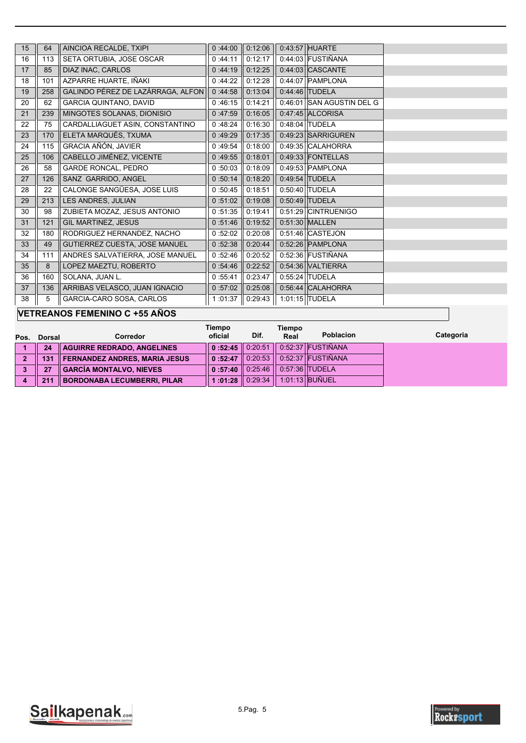| | | | | | | | |
|---|---|---|---|---|---|---|---|
| 15 | 64 | AINCIOA RECALDE, TXIPI | 0 :44:00 | 0:12:06 | 0:43:57 | HUARTE | |
| 16 | 113 | SETA ORTUBIA, JOSE OSCAR | 0 :44:11 | 0:12:17 | 0:44:03 | FUSTIÑANA | |
| 17 | 85 | DIAZ INAC, CARLOS | 0 :44:19 | 0:12:25 | 0:44:03 | CASCANTE | |
| 18 | 101 | AZPARRE HUARTE, IÑAKI | 0 :44:22 | 0:12:28 | 0:44:07 | PAMPLONA | |
| 19 | 258 | GALINDO PÉREZ DE LAZÁRRAGA, ALFON | 0 :44:58 | 0:13:04 | 0:44:46 | TUDELA | |
| 20 | 62 | GARCIA QUINTANO, DAVID | 0 :46:15 | 0:14:21 | 0:46:01 | SAN AGUSTIN DEL G | |
| 21 | 239 | MINGOTES SOLANAS, DIONISIO | 0 :47:59 | 0:16:05 | 0:47:45 | ALCORISA | |
| 22 | 75 | CARDALLIAGUET ASIN, CONSTANTINO | 0 :48:24 | 0:16:30 | 0:48:04 | TUDELA | |
| 23 | 170 | ELETA MARQUÉS, TXUMA | 0 :49:29 | 0:17:35 | 0:49:23 | SARRIGUREN | |
| 24 | 115 | GRACIA AÑÓN, JAVIER | 0 :49:54 | 0:18:00 | 0:49:35 | CALAHORRA | |
| 25 | 106 | CABELLO JIMÉNEZ, VICENTE | 0 :49:55 | 0:18:01 | 0:49:33 | FONTELLAS | |
| 26 | 58 | GARDE RONCAL, PEDRO | 0 :50:03 | 0:18:09 | 0:49:53 | PAMPLONA | |
| 27 | 126 | SANZ GARRIDO, ANGEL | 0 :50:14 | 0:18:20 | 0:49:54 | TUDELA | |
| 28 | 22 | CALONGE SANGÜESA, JOSE LUIS | 0 :50:45 | 0:18:51 | 0:50:40 | TUDELA | |
| 29 | 213 | LES ANDRES, JULIAN | 0 :51:02 | 0:19:08 | 0:50:49 | TUDELA | |
| 30 | 98 | ZUBIETA MOZAZ, JESUS ANTONIO | 0 :51:35 | 0:19:41 | 0:51:29 | CINTRUENIGO | |
| 31 | 121 | GIL MARTINEZ, JESUS | 0 :51:46 | 0:19:52 | 0:51:30 | MALLEN | |
| 32 | 180 | RODRIGUEZ HERNANDEZ, NACHO | 0 :52:02 | 0:20:08 | 0:51:46 | CASTEJON | |
| 33 | 49 | GUTIERREZ CUESTA, JOSE MANUEL | 0 :52:38 | 0:20:44 | 0:52:26 | PAMPLONA | |
| 34 | 111 | ANDRES SALVATIERRA, JOSE MANUEL | 0 :52:46 | 0:20:52 | 0:52:36 | FUSTIÑANA | |
| 35 | 8 | LOPEZ MAEZTU, ROBERTO | 0 :54:46 | 0:22:52 | 0:54:36 | VALTIERRA | |
| 36 | 160 | SOLANA, JUAN L. | 0 :55:41 | 0:23:47 | 0:55:24 | TUDELA | |
| 37 | 136 | ARRIBAS VELASCO, JUAN IGNACIO | 0 :57:02 | 0:25:08 | 0:56:44 | CALAHORRA | |
| 38 | 5 | GARCIA-CARO SOSA, CARLOS | 1 :01:37 | 0:29:43 | 1:01:15 | TUDELA | |

## VETREANOS FEMENINO C +55 AÑOS

| Pos. | Dorsal | Corredor | Tiempo oficial | Dif. | Tiempo Real | Poblacion | Categoria |
|---|---|---|---|---|---|---|---|
| **1** | **24** | **AGUIRRE REDRADO, ANGELINES** | **0 :52:45** | 0:20:51 | 0:52:37 | FUSTIÑANA | |
| **2** | **131** | **FERNANDEZ ANDRES, MARIA JESUS** | **0 :52:47** | 0:20:53 | 0:52:37 | FUSTIÑANA | |
| **3** | **27** | **GARCÍA MONTALVO, NIEVES** | **0 :57:40** | 0:25:46 | 0:57:36 | TUDELA | |
| **4** | **211** | **BORDONABA LECUMBERRI, PILAR** | **1 :01:28** | 0:29:34 | 1:01:13 | BUÑUEL | |